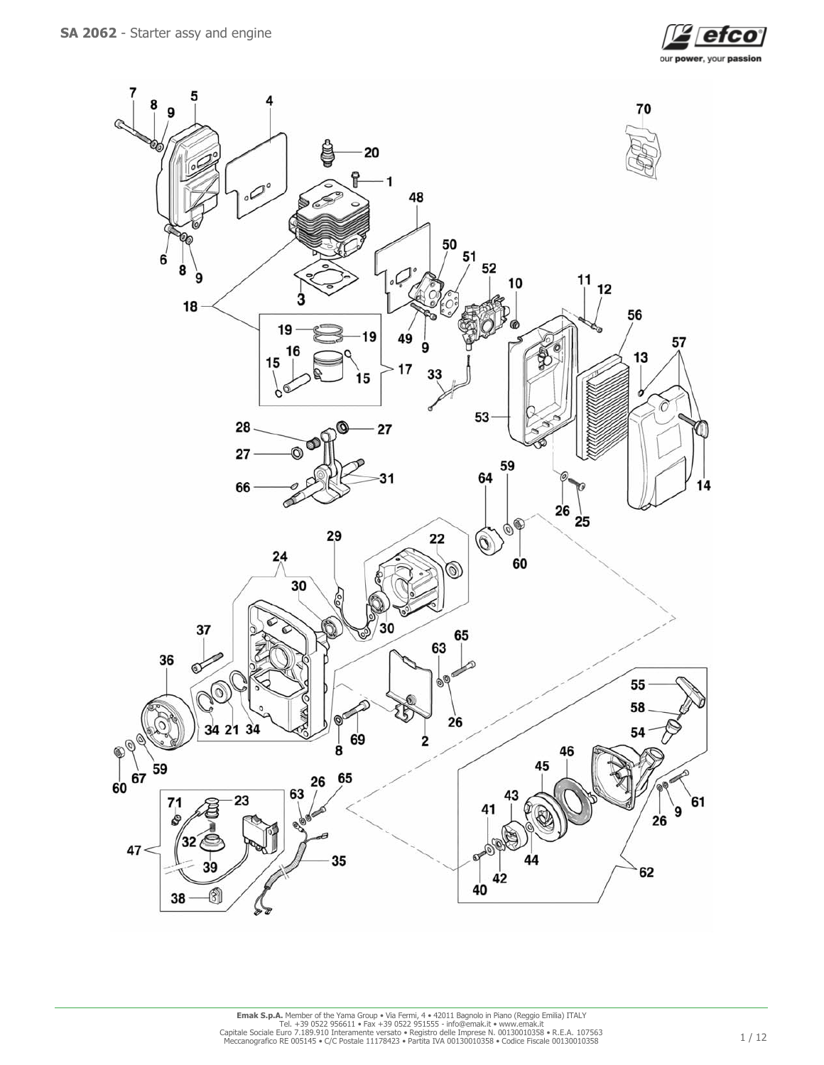**SA 2062** - Starter assy and engine

efco
our power, your passion

Emak S.p.A. Member of the Yama Group • Via Fermi, 4 • 42011 Bagnolo in Piano (Reggio Emilia) ITALY
Tel. +39 0522 956611 • Fax +39 0522 951555 - info@emak.it • www.emak.it
Capitale Sociale Euro 7.189.910 Interamente versato • Registro delle Imprese N. 00130010358 • R.E.A. 107563
Meccanografico RE 005145 • C/C Postale 11178423 • Partita IVA 00130010358 • Codice Fiscale 00130010358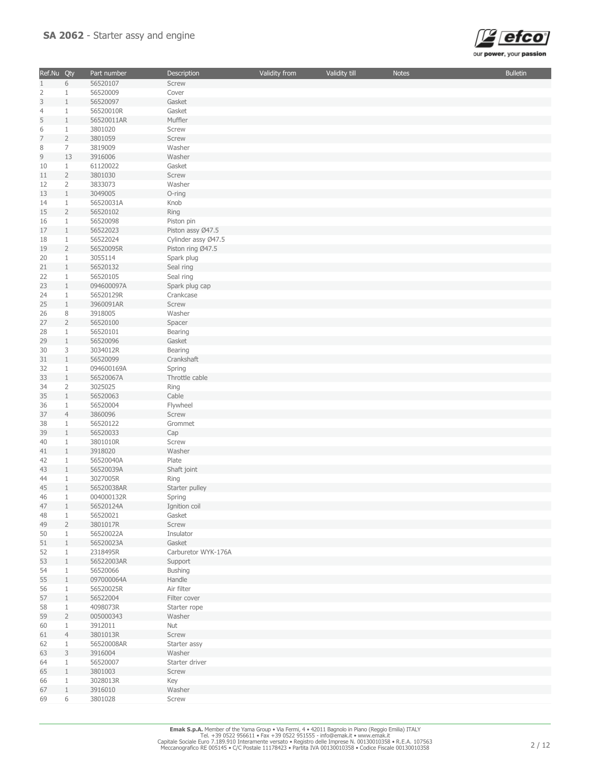# **SA 2062** - Starter assy and engine

| Ref.Nu | Qty | Part number | Description | Validity from | Validity till | Notes | Bulletin |
|---|---|---|---|---|---|---|---|
| 1 | 6 | 56520107 | Screw | | | | |
| 2 | 1 | 56520009 | Cover | | | | |
| 3 | 1 | 56520097 | Gasket | | | | |
| 4 | 1 | 56520010R | Gasket | | | | |
| 5 | 1 | 56520011AR | Muffler | | | | |
| 6 | 1 | 3801020 | Screw | | | | |
| 7 | 2 | 3801059 | Screw | | | | |
| 8 | 7 | 3819009 | Washer | | | | |
| 9 | 13 | 3916006 | Washer | | | | |
| 10 | 1 | 61120022 | Gasket | | | | |
| 11 | 2 | 3801030 | Screw | | | | |
| 12 | 2 | 3833073 | Washer | | | | |
| 13 | 1 | 3049005 | O-ring | | | | |
| 14 | 1 | 56520031A | Knob | | | | |
| 15 | 2 | 56520102 | Ring | | | | |
| 16 | 1 | 56520098 | Piston pin | | | | |
| 17 | 1 | 56522023 | Piston assy Ø47.5 | | | | |
| 18 | 1 | 56522024 | Cylinder assy Ø47.5 | | | | |
| 19 | 2 | 56520095R | Piston ring Ø47.5 | | | | |
| 20 | 1 | 3055114 | Spark plug | | | | |
| 21 | 1 | 56520132 | Seal ring | | | | |
| 22 | 1 | 56520105 | Seal ring | | | | |
| 23 | 1 | 094600097A | Spark plug cap | | | | |
| 24 | 1 | 56520129R | Crankcase | | | | |
| 25 | 1 | 3960091AR | Screw | | | | |
| 26 | 8 | 3918005 | Washer | | | | |
| 27 | 2 | 56520100 | Spacer | | | | |
| 28 | 1 | 56520101 | Bearing | | | | |
| 29 | 1 | 56520096 | Gasket | | | | |
| 30 | 3 | 3034012R | Bearing | | | | |
| 31 | 1 | 56520099 | Crankshaft | | | | |
| 32 | 1 | 094600169A | Spring | | | | |
| 33 | 1 | 56520067A | Throttle cable | | | | |
| 34 | 2 | 3025025 | Ring | | | | |
| 35 | 1 | 56520063 | Cable | | | | |
| 36 | 1 | 56520004 | Flywheel | | | | |
| 37 | 4 | 3860096 | Screw | | | | |
| 38 | 1 | 56520122 | Grommet | | | | |
| 39 | 1 | 56520033 | Cap | | | | |
| 40 | 1 | 3801010R | Screw | | | | |
| 41 | 1 | 3918020 | Washer | | | | |
| 42 | 1 | 56520040A | Plate | | | | |
| 43 | 1 | 56520039A | Shaft joint | | | | |
| 44 | 1 | 3027005R | Ring | | | | |
| 45 | 1 | 56520038AR | Starter pulley | | | | |
| 46 | 1 | 004000132R | Spring | | | | |
| 47 | 1 | 56520124A | Ignition coil | | | | |
| 48 | 1 | 56520021 | Gasket | | | | |
| 49 | 2 | 3801017R | Screw | | | | |
| 50 | 1 | 56520022A | Insulator | | | | |
| 51 | 1 | 56520023A | Gasket | | | | |
| 52 | 1 | 2318495R | Carburetor WYK-176A | | | | |
| 53 | 1 | 56522003AR | Support | | | | |
| 54 | 1 | 56520066 | Bushing | | | | |
| 55 | 1 | 097000064A | Handle | | | | |
| 56 | 1 | 56520025R | Air filter | | | | |
| 57 | 1 | 56522004 | Filter cover | | | | |
| 58 | 1 | 4098073R | Starter rope | | | | |
| 59 | 2 | 005000343 | Washer | | | | |
| 60 | 1 | 3912011 | Nut | | | | |
| 61 | 4 | 3801013R | Screw | | | | |
| 62 | 1 | 56520008AR | Starter assy | | | | |
| 63 | 3 | 3916004 | Washer | | | | |
| 64 | 1 | 56520007 | Starter driver | | | | |
| 65 | 1 | 3801003 | Screw | | | | |
| 66 | 1 | 3028013R | Key | | | | |
| 67 | 1 | 3916010 | Washer | | | | |
| 69 | 6 | 3801028 | Screw | | | | |

**Emak S.p.A.** Member of the Yama Group • Via Fermi, 4 • 42011 Bagnolo in Piano (Reggio Emilia) ITALY
Tel. +39 0522 956611 • Fax +39 0522 951555 - info@emak.it • www.emak.it
Capitale Sociale Euro 7.189.910 Interamente versato • Registro delle Imprese N. 00130010358 • R.E.A. 107563
Meccanografico RE 005145 • C/C Postale 11178423 • Partita IVA 00130010358 • Codice Fiscale 00130010358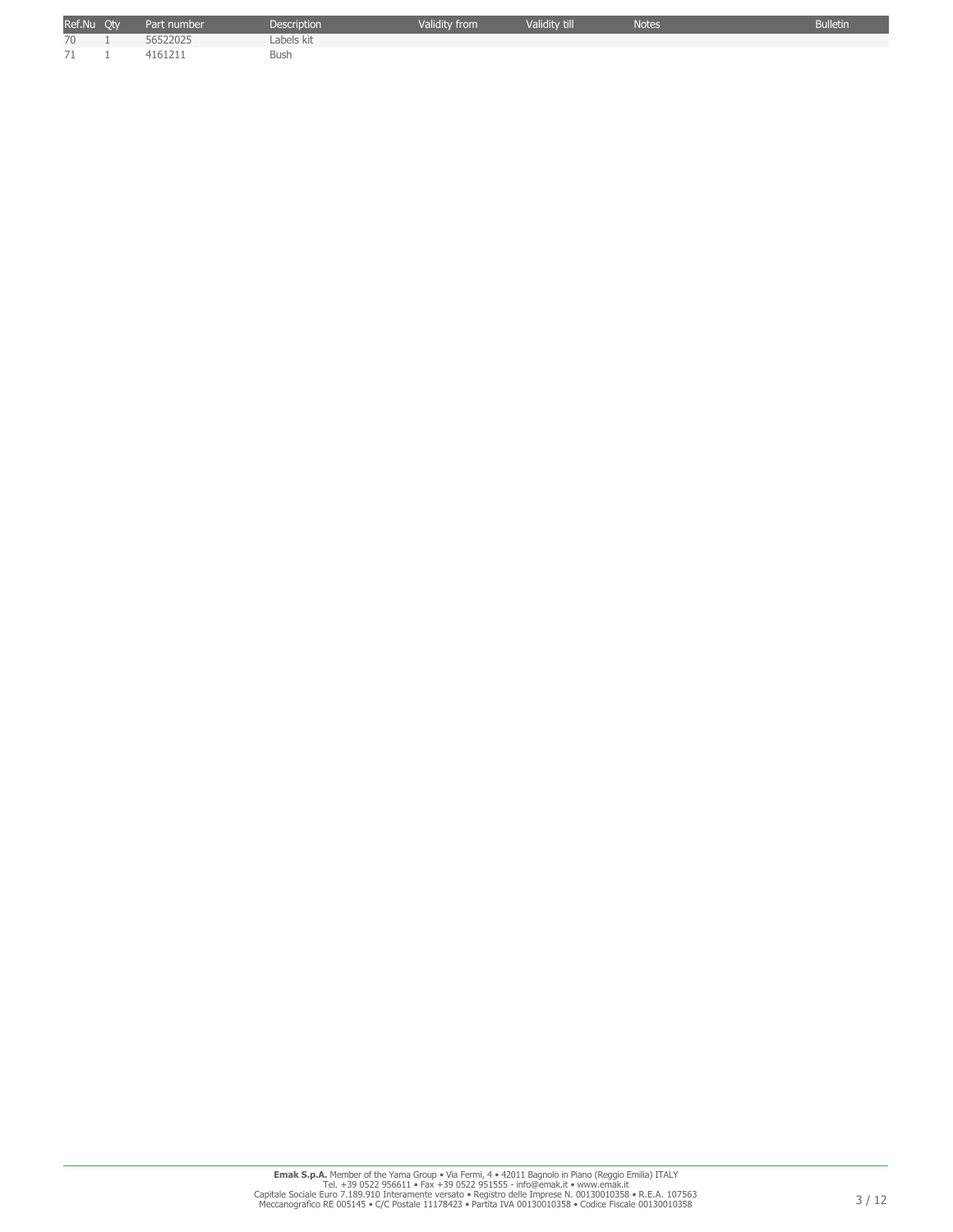| Ref.Nu | Qty | Part number | Description | Validity from | Validity till | Notes | Bulletin |
|---|---|---|---|---|---|---|---|
| 70 | 1 | 56522025 | Labels kit | | | | |
| 71 | 1 | 4161211 | Bush | | | | |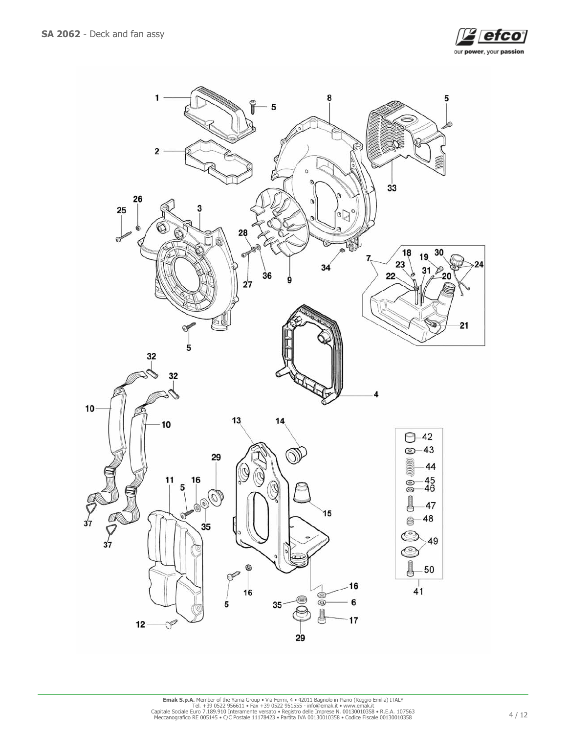**SA 2062** - Deck and fan assy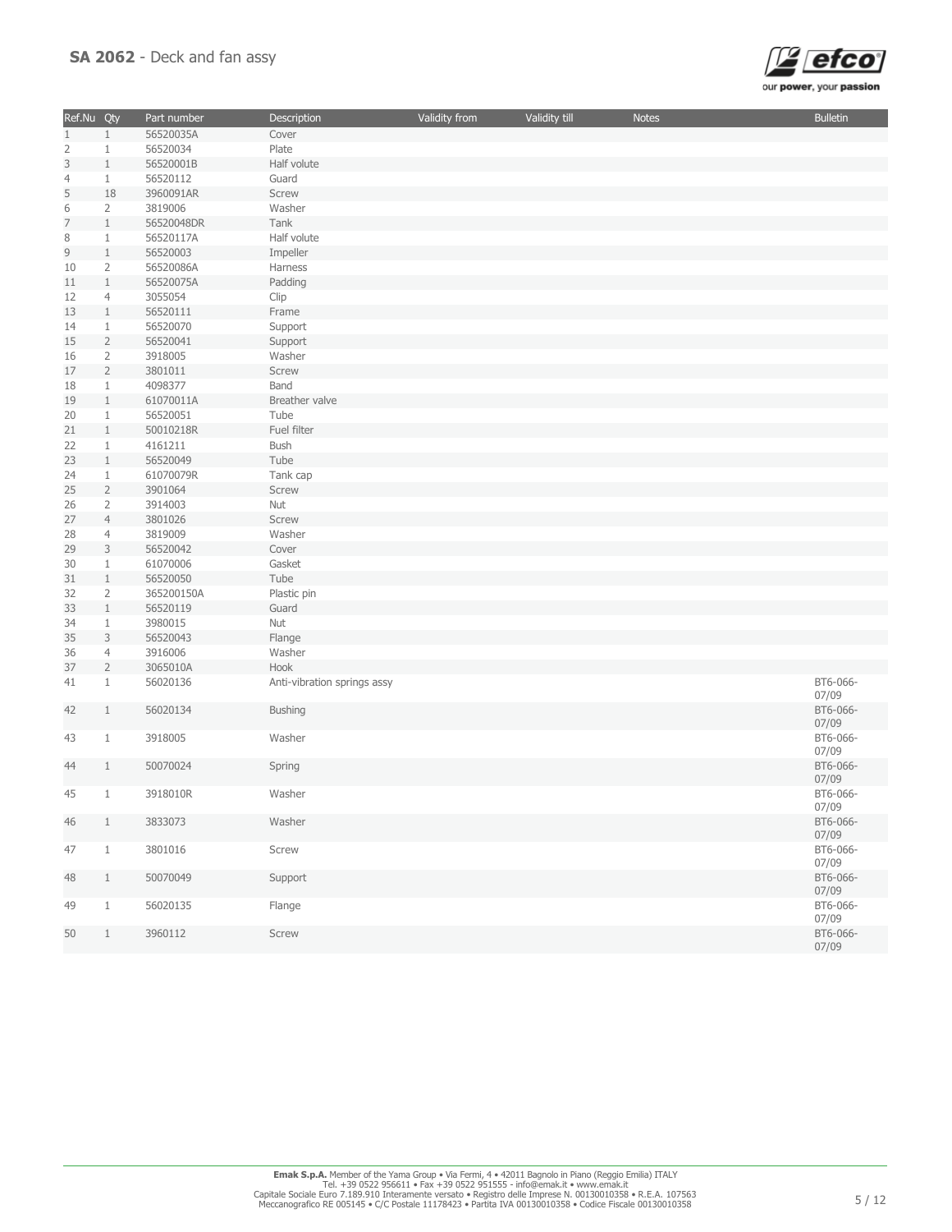## **SA 2062** - Deck and fan assy

| Ref.Nu | Qty | Part number | Description | Validity from | Validity till | Notes | Bulletin |
|---|---|---|---|---|---|---|---|
| 1 | 1 | 56520035A | Cover | | | | |
| 2 | 1 | 56520034 | Plate | | | | |
| 3 | 1 | 56520001B | Half volute | | | | |
| 4 | 1 | 56520112 | Guard | | | | |
| 5 | 18 | 3960091AR | Screw | | | | |
| 6 | 2 | 3819006 | Washer | | | | |
| 7 | 1 | 56520048DR | Tank | | | | |
| 8 | 1 | 56520117A | Half volute | | | | |
| 9 | 1 | 56520003 | Impeller | | | | |
| 10 | 2 | 56520086A | Harness | | | | |
| 11 | 1 | 56520075A | Padding | | | | |
| 12 | 4 | 3055054 | Clip | | | | |
| 13 | 1 | 56520111 | Frame | | | | |
| 14 | 1 | 56520070 | Support | | | | |
| 15 | 2 | 56520041 | Support | | | | |
| 16 | 2 | 3918005 | Washer | | | | |
| 17 | 2 | 3801011 | Screw | | | | |
| 18 | 1 | 4098377 | Band | | | | |
| 19 | 1 | 61070011A | Breather valve | | | | |
| 20 | 1 | 56520051 | Tube | | | | |
| 21 | 1 | 50010218R | Fuel filter | | | | |
| 22 | 1 | 4161211 | Bush | | | | |
| 23 | 1 | 56520049 | Tube | | | | |
| 24 | 1 | 61070079R | Tank cap | | | | |
| 25 | 2 | 3901064 | Screw | | | | |
| 26 | 2 | 3914003 | Nut | | | | |
| 27 | 4 | 3801026 | Screw | | | | |
| 28 | 4 | 3819009 | Washer | | | | |
| 29 | 3 | 56520042 | Cover | | | | |
| 30 | 1 | 61070006 | Gasket | | | | |
| 31 | 1 | 56520050 | Tube | | | | |
| 32 | 2 | 365200150A | Plastic pin | | | | |
| 33 | 1 | 56520119 | Guard | | | | |
| 34 | 1 | 3980015 | Nut | | | | |
| 35 | 3 | 56520043 | Flange | | | | |
| 36 | 4 | 3916006 | Washer | | | | |
| 37 | 2 | 3065010A | Hook | | | | |
| 41 | 1 | 56020136 | Anti-vibration springs assy | | | | BT6-066-07/09 |
| 42 | 1 | 56020134 | Bushing | | | | BT6-066-07/09 |
| 43 | 1 | 3918005 | Washer | | | | BT6-066-07/09 |
| 44 | 1 | 50070024 | Spring | | | | BT6-066-07/09 |
| 45 | 1 | 3918010R | Washer | | | | BT6-066-07/09 |
| 46 | 1 | 3833073 | Washer | | | | BT6-066-07/09 |
| 47 | 1 | 3801016 | Screw | | | | BT6-066-07/09 |
| 48 | 1 | 50070049 | Support | | | | BT6-066-07/09 |
| 49 | 1 | 56020135 | Flange | | | | BT6-066-07/09 |
| 50 | 1 | 3960112 | Screw | | | | BT6-066-07/09 |

**Emak S.p.A.** Member of the Yama Group • Via Fermi, 4 • 42011 Bagnolo in Piano (Reggio Emilia) ITALY
Tel. +39 0522 956611 • Fax +39 0522 951555 - info@emak.it • www.emak.it
Capitale Sociale Euro 7.189.910 Interamente versato • Registro delle Imprese N. 00130010358 • R.E.A. 107563
Meccanografico RE 005145 • C/C Postale 11178423 • Partita IVA 00130010358 • Codice Fiscale 00130010358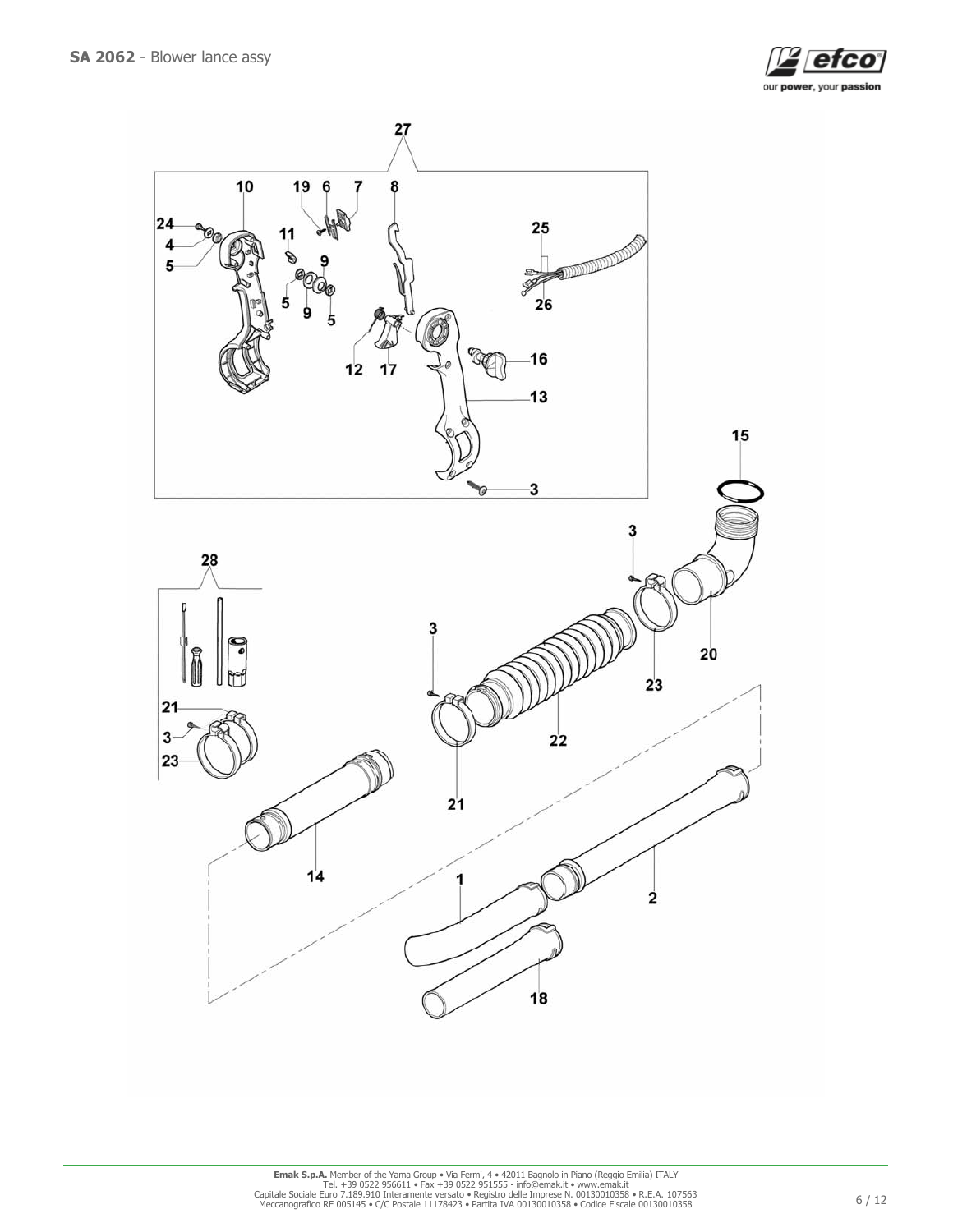## SA 2062 - Blower lance assy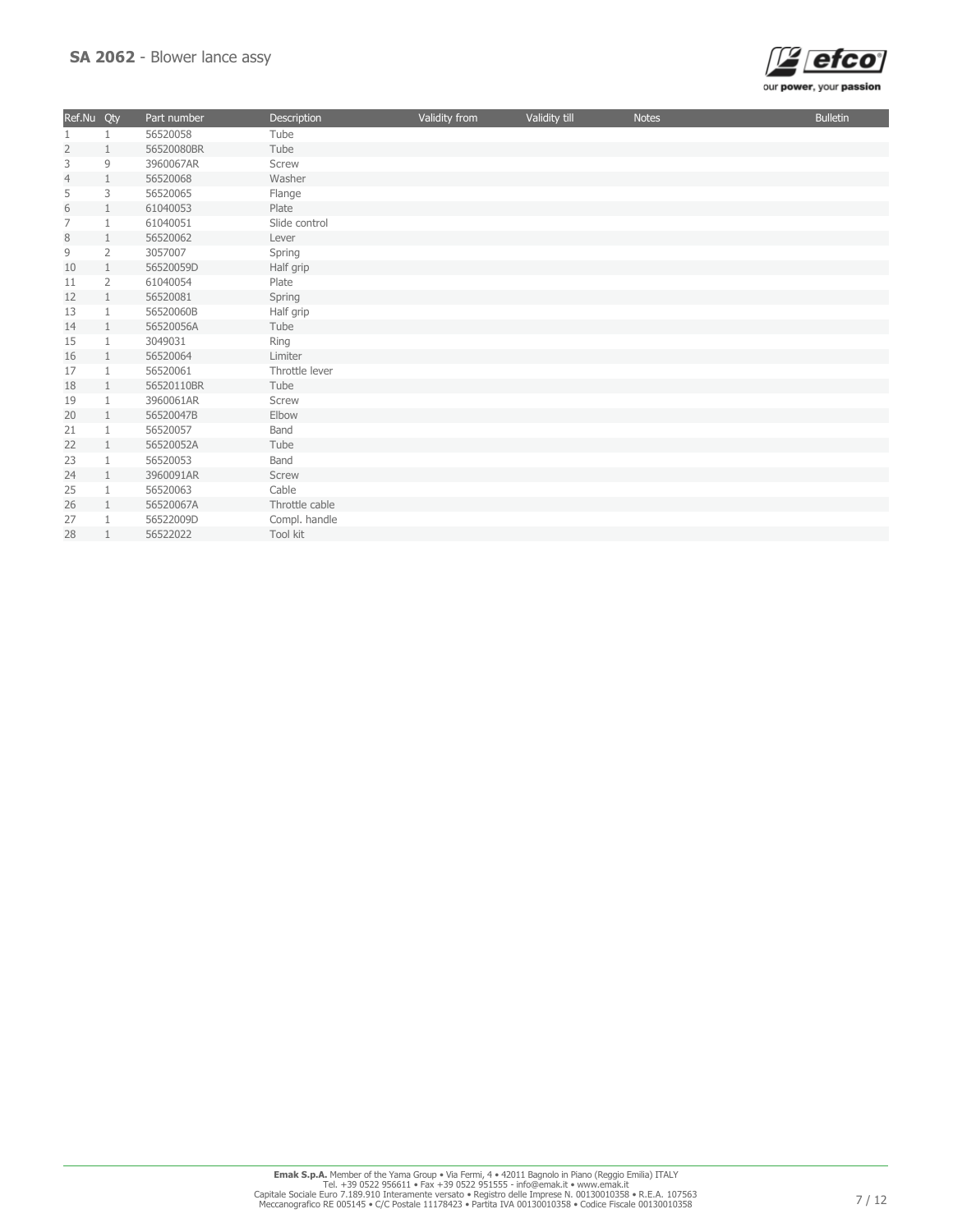## **SA 2062** - Blower lance assy

| Ref.Nu | Qty | Part number | Description | Validity from | Validity till | Notes | Bulletin |
|---|---|---|---|---|---|---|---|
| 1 | 1 | 56520058 | Tube | | | | |
| 2 | 1 | 56520080BR | Tube | | | | |
| 3 | 9 | 3960067AR | Screw | | | | |
| 4 | 1 | 56520068 | Washer | | | | |
| 5 | 3 | 56520065 | Flange | | | | |
| 6 | 1 | 61040053 | Plate | | | | |
| 7 | 1 | 61040051 | Slide control | | | | |
| 8 | 1 | 56520062 | Lever | | | | |
| 9 | 2 | 3057007 | Spring | | | | |
| 10 | 1 | 56520059D | Half grip | | | | |
| 11 | 2 | 61040054 | Plate | | | | |
| 12 | 1 | 56520081 | Spring | | | | |
| 13 | 1 | 56520060B | Half grip | | | | |
| 14 | 1 | 56520056A | Tube | | | | |
| 15 | 1 | 3049031 | Ring | | | | |
| 16 | 1 | 56520064 | Limiter | | | | |
| 17 | 1 | 56520061 | Throttle lever | | | | |
| 18 | 1 | 56520110BR | Tube | | | | |
| 19 | 1 | 3960061AR | Screw | | | | |
| 20 | 1 | 56520047B | Elbow | | | | |
| 21 | 1 | 56520057 | Band | | | | |
| 22 | 1 | 56520052A | Tube | | | | |
| 23 | 1 | 56520053 | Band | | | | |
| 24 | 1 | 3960091AR | Screw | | | | |
| 25 | 1 | 56520063 | Cable | | | | |
| 26 | 1 | 56520067A | Throttle cable | | | | |
| 27 | 1 | 56522009D | Compl. handle | | | | |
| 28 | 1 | 56522022 | Tool kit | | | | |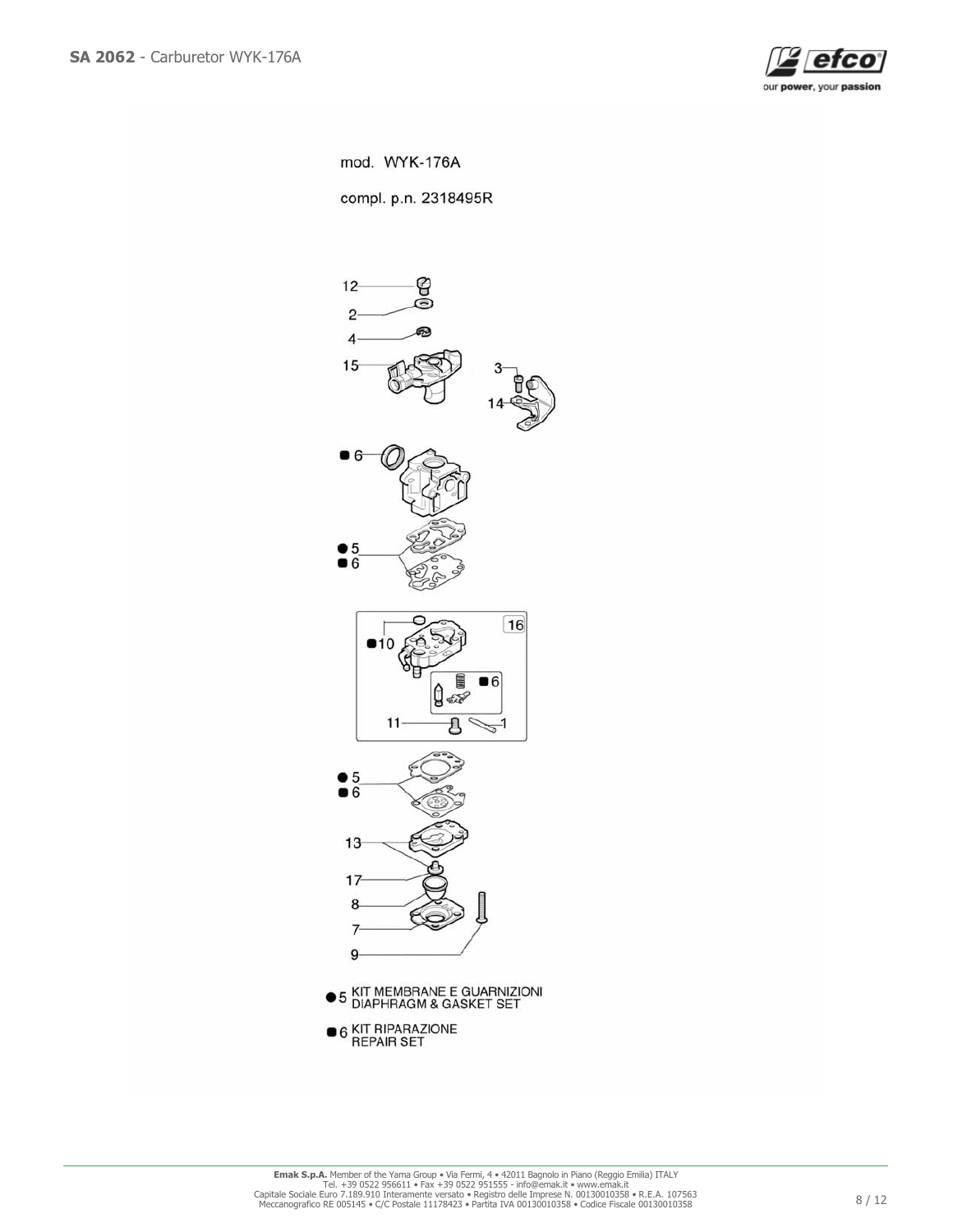**SA 2062** - Carburetor WYK-176A

mod. WYK-176A

compl. p.n. 2318495R

12
2
4
15
3
14
■6
●5
■6
16
■10
■6
11
1
●5
■6
13
17
8
7
9

●5 KIT MEMBRANE E GUARNIZIONI
DIAPHRAGM & GASKET SET

■6 KIT RIPARAZIONE
REPAIR SET

**Emak S.p.A.** Member of the Yama Group • Via Fermi, 4 • 42011 Bagnolo in Piano (Reggio Emilia) ITALY
Tel. +39 0522 956611 • Fax +39 0522 951555 - info@emak.it • www.emak.it
Capitale Sociale Euro 7.189.910 Interamente versato • Registro delle Imprese N. 00130010358 • R.E.A. 107563
Meccanografico RE 005145 • C/C Postale 11178423 • Partita IVA 00130010358 • Codice Fiscale 00130010358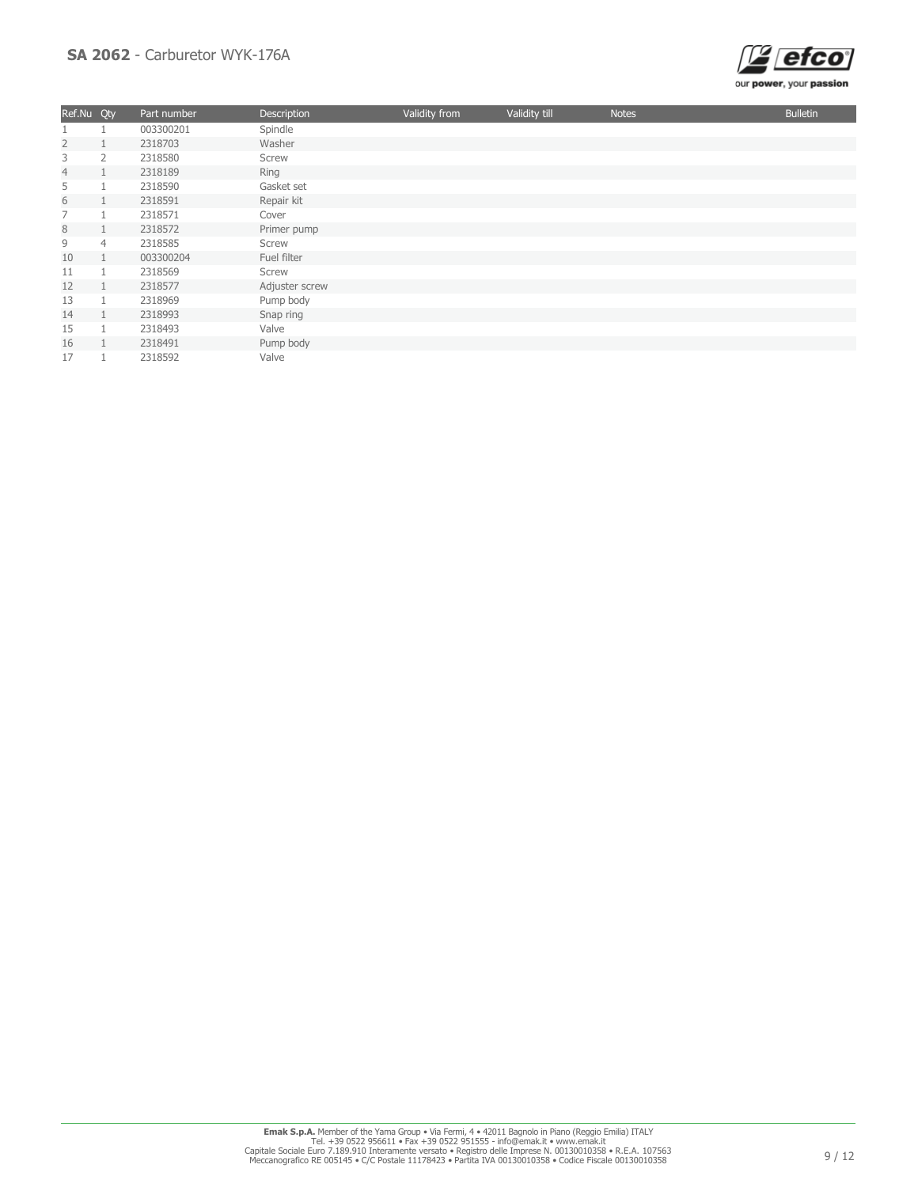# **SA 2062** - Carburetor WYK-176A

| Ref.Nu | Qty | Part number | Description | Validity from | Validity till | Notes | Bulletin |
|---|---|---|---|---|---|---|---|
| 1 | 1 | 003300201 | Spindle | | | | |
| 2 | 1 | 2318703 | Washer | | | | |
| 3 | 2 | 2318580 | Screw | | | | |
| 4 | 1 | 2318189 | Ring | | | | |
| 5 | 1 | 2318590 | Gasket set | | | | |
| 6 | 1 | 2318591 | Repair kit | | | | |
| 7 | 1 | 2318571 | Cover | | | | |
| 8 | 1 | 2318572 | Primer pump | | | | |
| 9 | 4 | 2318585 | Screw | | | | |
| 10 | 1 | 003300204 | Fuel filter | | | | |
| 11 | 1 | 2318569 | Screw | | | | |
| 12 | 1 | 2318577 | Adjuster screw | | | | |
| 13 | 1 | 2318969 | Pump body | | | | |
| 14 | 1 | 2318993 | Snap ring | | | | |
| 15 | 1 | 2318493 | Valve | | | | |
| 16 | 1 | 2318491 | Pump body | | | | |
| 17 | 1 | 2318592 | Valve | | | | |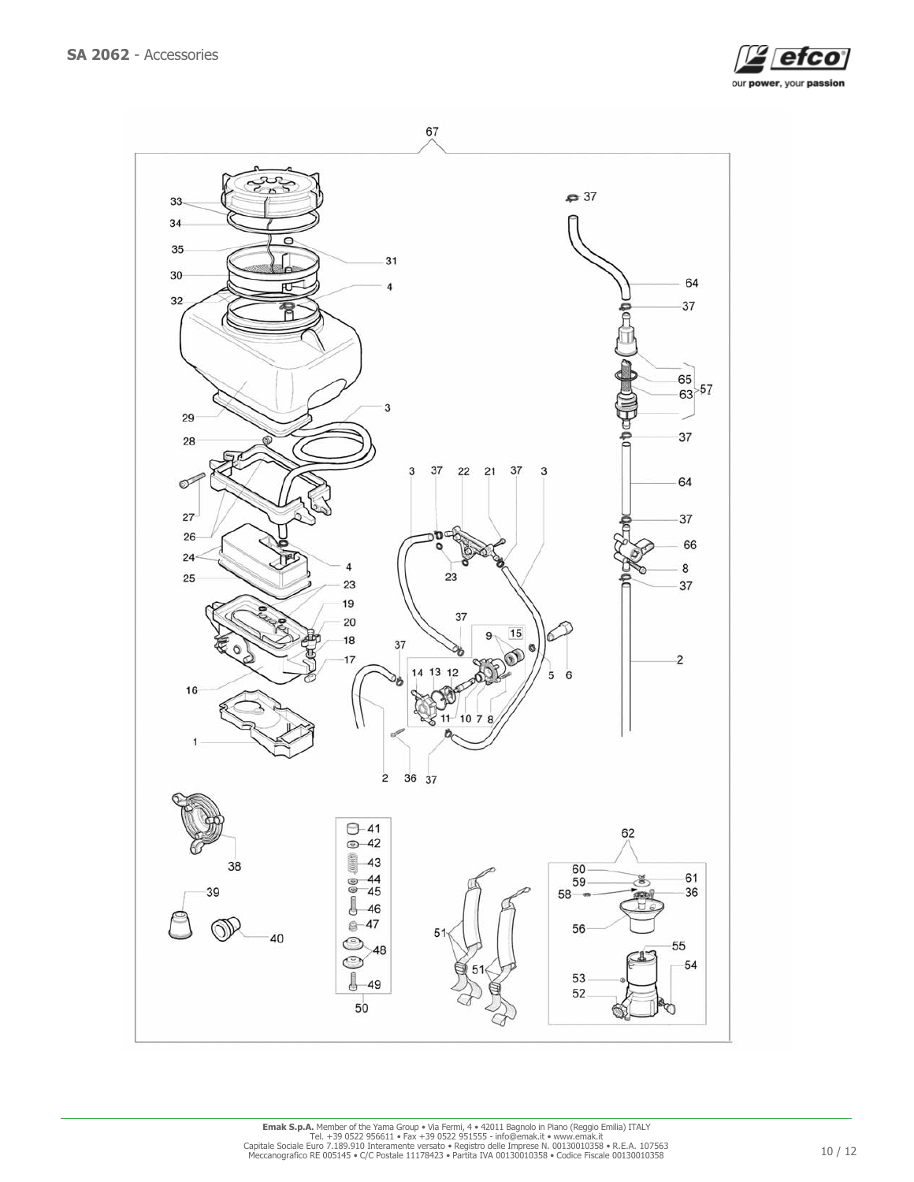**SA 2062** - Accessories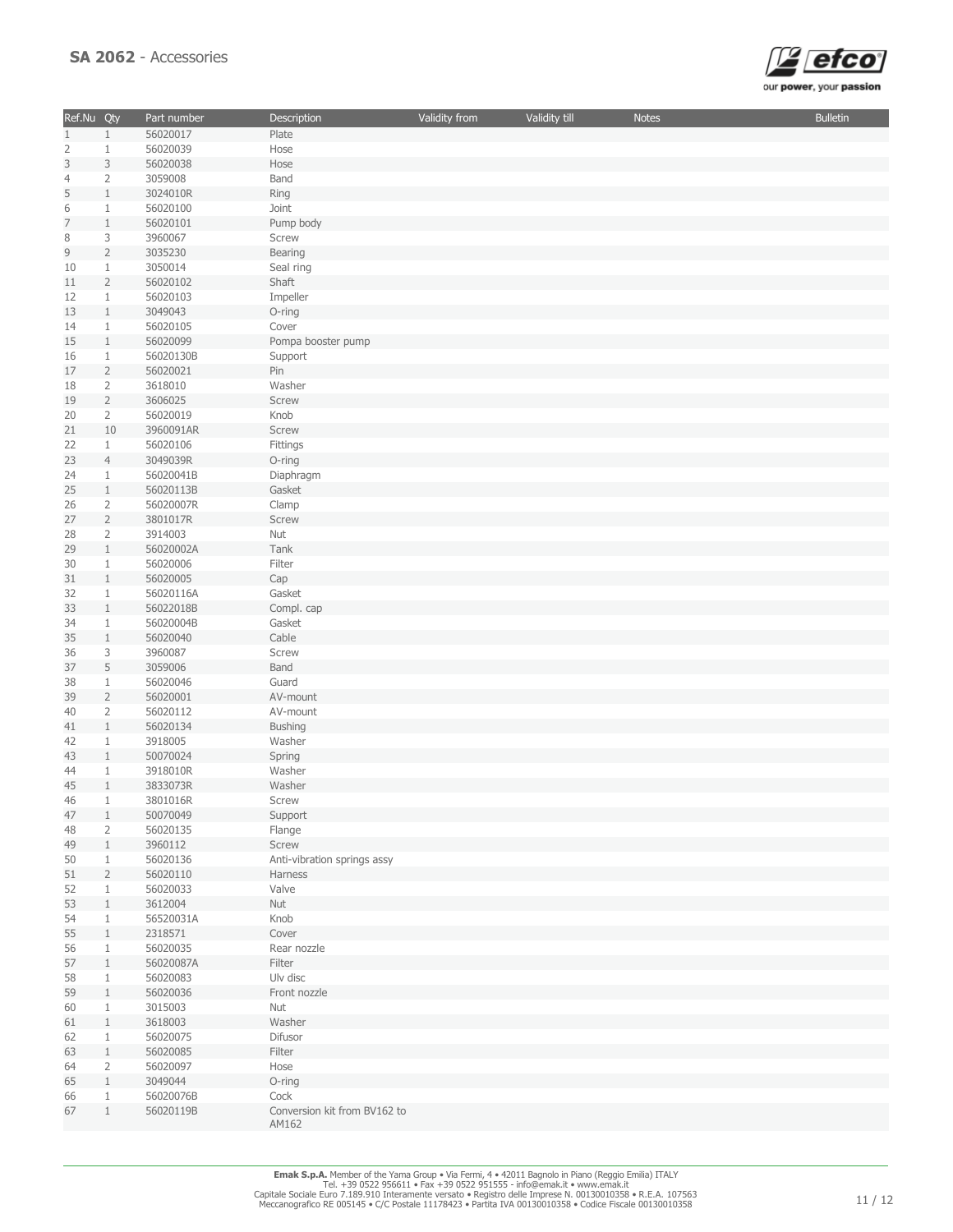**SA 2062** - Accessories

| Ref.Nu | Qty | Part number | Description | Validity from | Validity till | Notes | Bulletin |
|---|---|---|---|---|---|---|---|
| 1 | 1 | 56020017 | Plate | | | | |
| 2 | 1 | 56020039 | Hose | | | | |
| 3 | 3 | 56020038 | Hose | | | | |
| 4 | 2 | 3059008 | Band | | | | |
| 5 | 1 | 3024010R | Ring | | | | |
| 6 | 1 | 56020100 | Joint | | | | |
| 7 | 1 | 56020101 | Pump body | | | | |
| 8 | 3 | 3960067 | Screw | | | | |
| 9 | 2 | 3035230 | Bearing | | | | |
| 10 | 1 | 3050014 | Seal ring | | | | |
| 11 | 2 | 56020102 | Shaft | | | | |
| 12 | 1 | 56020103 | Impeller | | | | |
| 13 | 1 | 3049043 | O-ring | | | | |
| 14 | 1 | 56020105 | Cover | | | | |
| 15 | 1 | 56020099 | Pompa booster pump | | | | |
| 16 | 1 | 56020130B | Support | | | | |
| 17 | 2 | 56020021 | Pin | | | | |
| 18 | 2 | 3618010 | Washer | | | | |
| 19 | 2 | 3606025 | Screw | | | | |
| 20 | 2 | 56020019 | Knob | | | | |
| 21 | 10 | 3960091AR | Screw | | | | |
| 22 | 1 | 56020106 | Fittings | | | | |
| 23 | 4 | 3049039R | O-ring | | | | |
| 24 | 1 | 56020041B | Diaphragm | | | | |
| 25 | 1 | 56020113B | Gasket | | | | |
| 26 | 2 | 56020007R | Clamp | | | | |
| 27 | 2 | 3801017R | Screw | | | | |
| 28 | 2 | 3914003 | Nut | | | | |
| 29 | 1 | 56020002A | Tank | | | | |
| 30 | 1 | 56020006 | Filter | | | | |
| 31 | 1 | 56020005 | Cap | | | | |
| 32 | 1 | 56020116A | Gasket | | | | |
| 33 | 1 | 56022018B | Compl. cap | | | | |
| 34 | 1 | 56020004B | Gasket | | | | |
| 35 | 1 | 56020040 | Cable | | | | |
| 36 | 3 | 3960087 | Screw | | | | |
| 37 | 5 | 3059006 | Band | | | | |
| 38 | 1 | 56020046 | Guard | | | | |
| 39 | 2 | 56020001 | AV-mount | | | | |
| 40 | 2 | 56020112 | AV-mount | | | | |
| 41 | 1 | 56020134 | Bushing | | | | |
| 42 | 1 | 3918005 | Washer | | | | |
| 43 | 1 | 50070024 | Spring | | | | |
| 44 | 1 | 3918010R | Washer | | | | |
| 45 | 1 | 3833073R | Washer | | | | |
| 46 | 1 | 3801016R | Screw | | | | |
| 47 | 1 | 50070049 | Support | | | | |
| 48 | 2 | 56020135 | Flange | | | | |
| 49 | 1 | 3960112 | Screw | | | | |
| 50 | 1 | 56020136 | Anti-vibration springs assy | | | | |
| 51 | 2 | 56020110 | Harness | | | | |
| 52 | 1 | 56020033 | Valve | | | | |
| 53 | 1 | 3612004 | Nut | | | | |
| 54 | 1 | 56520031A | Knob | | | | |
| 55 | 1 | 2318571 | Cover | | | | |
| 56 | 1 | 56020035 | Rear nozzle | | | | |
| 57 | 1 | 56020087A | Filter | | | | |
| 58 | 1 | 56020083 | Ulv disc | | | | |
| 59 | 1 | 56020036 | Front nozzle | | | | |
| 60 | 1 | 3015003 | Nut | | | | |
| 61 | 1 | 3618003 | Washer | | | | |
| 62 | 1 | 56020075 | Difusor | | | | |
| 63 | 1 | 56020085 | Filter | | | | |
| 64 | 2 | 56020097 | Hose | | | | |
| 65 | 1 | 3049044 | O-ring | | | | |
| 66 | 1 | 56020076B | Cock | | | | |
| 67 | 1 | 56020119B | Conversion kit from BV162 to AM162 | | | | |

**Emak S.p.A.** Member of the Yama Group • Via Fermi, 4 • 42011 Bagnolo in Piano (Reggio Emilia) ITALY
Tel. +39 0522 956611 • Fax +39 0522 951555 - info@emak.it • www.emak.it
Capitale Sociale Euro 7.189.910 Interamente versato • Registro delle Imprese N. 00130010358 • R.E.A. 107563
Meccanografico RE 005145 • C/C Postale 11178423 • Partita IVA 00130010358 • Codice Fiscale 00130010358